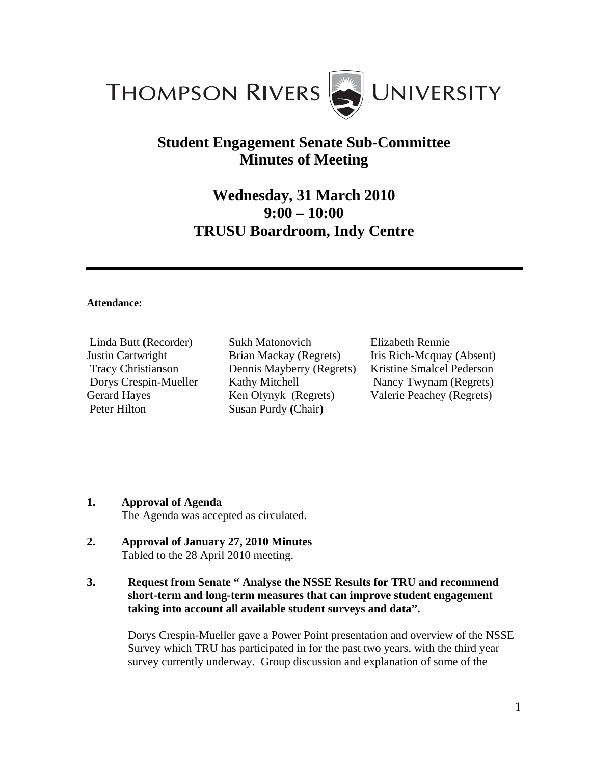THOMPSON RIVERS UNIVERSITY

# Student Engagement Senate Sub-Committee
# Minutes of Meeting

## Wednesday, 31 March 2010
## 9:00 – 10:00
## TRUSU Boardroom, Indy Centre

---

**Attendance:**

Linda Butt (Recorder)
Justin Cartwright
Tracy Christianson
Dorys Crespin-Mueller
Gerard Hayes
Peter Hilton
Sukh Matonovich
Brian Mackay (Regrets)
Dennis Mayberry (Regrets)
Kathy Mitchell
Ken Olynyk (Regrets)
Susan Purdy (Chair)
Elizabeth Rennie
Iris Rich-Mcquay (Absent)
Kristine Smalcel Pederson
Nancy Twynam (Regrets)
Valerie Peachey (Regrets)

1. **Approval of Agenda**
   The Agenda was accepted as circulated.

2. **Approval of January 27, 2010 Minutes**
   Tabled to the 28 April 2010 meeting.

3. **Request from Senate " Analyse the NSSE Results for TRU and recommend short-term and long-term measures that can improve student engagement taking into account all available student surveys and data".**

   Dorys Crespin-Mueller gave a Power Point presentation and overview of the NSSE Survey which TRU has participated in for the past two years, with the third year survey currently underway. Group discussion and explanation of some of the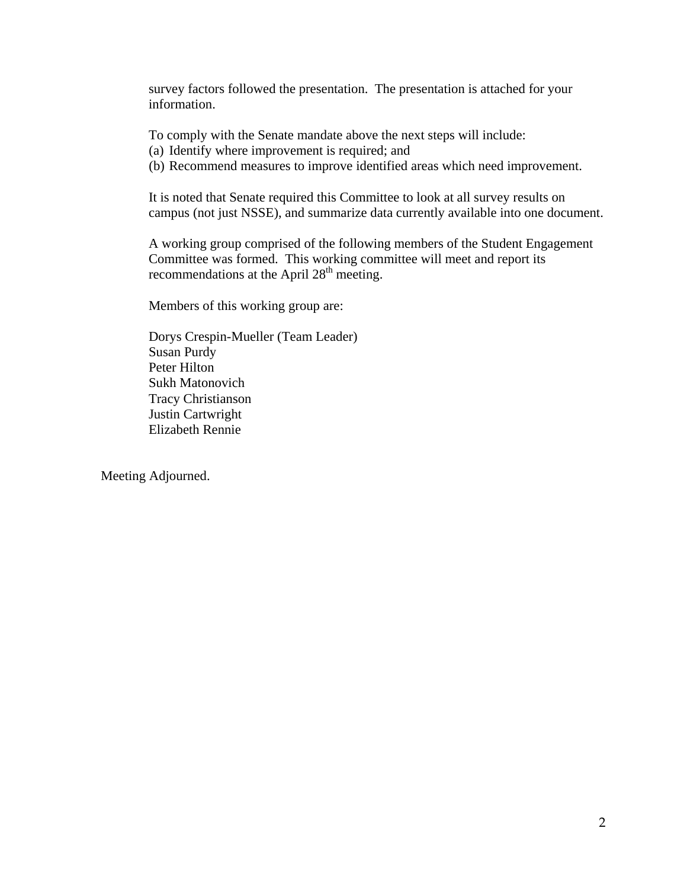survey factors followed the presentation. The presentation is attached for your information.

To comply with the Senate mandate above the next steps will include:

(a) Identify where improvement is required; and

(b) Recommend measures to improve identified areas which need improvement.

It is noted that Senate required this Committee to look at all survey results on campus (not just NSSE), and summarize data currently available into one document.

A working group comprised of the following members of the Student Engagement Committee was formed. This working committee will meet and report its recommendations at the April 28th meeting.

Members of this working group are:

Dorys Crespin-Mueller (Team Leader)
Susan Purdy
Peter Hilton
Sukh Matonovich
Tracy Christianson
Justin Cartwright
Elizabeth Rennie

Meeting Adjourned.